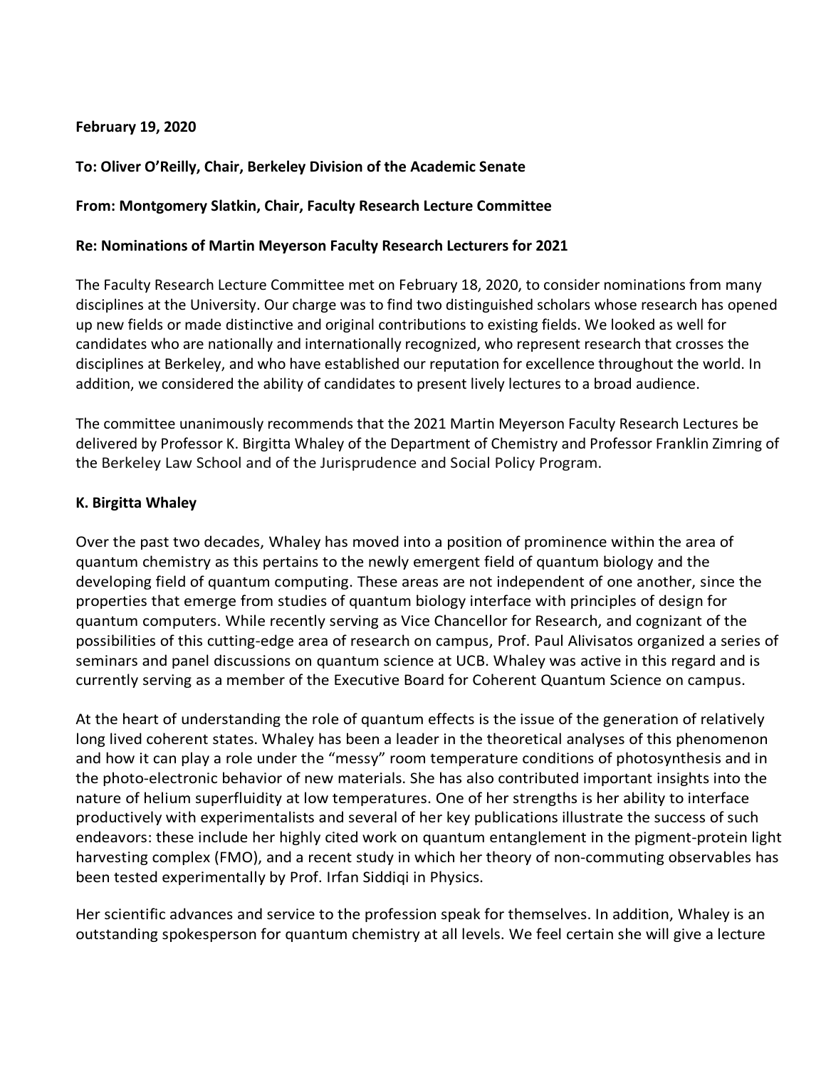**February 19, 2020**

**To: Oliver O'Reilly, Chair, Berkeley Division of the Academic Senate**

**From: Montgomery Slatkin, Chair, Faculty Research Lecture Committee**

**Re: Nominations of Martin Meyerson Faculty Research Lecturers for 2021**

The Faculty Research Lecture Committee met on February 18, 2020, to consider nominations from many disciplines at the University. Our charge was to find two distinguished scholars whose research has opened up new fields or made distinctive and original contributions to existing fields. We looked as well for candidates who are nationally and internationally recognized, who represent research that crosses the disciplines at Berkeley, and who have established our reputation for excellence throughout the world. In addition, we considered the ability of candidates to present lively lectures to a broad audience.

The committee unanimously recommends that the 2021 Martin Meyerson Faculty Research Lectures be delivered by Professor K. Birgitta Whaley of the Department of Chemistry and Professor Franklin Zimring of the Berkeley Law School and of the Jurisprudence and Social Policy Program.

**K. Birgitta Whaley**

Over the past two decades, Whaley has moved into a position of prominence within the area of quantum chemistry as this pertains to the newly emergent field of quantum biology and the developing field of quantum computing. These areas are not independent of one another, since the properties that emerge from studies of quantum biology interface with principles of design for quantum computers. While recently serving as Vice Chancellor for Research, and cognizant of the possibilities of this cutting-edge area of research on campus, Prof. Paul Alivisatos organized a series of seminars and panel discussions on quantum science at UCB. Whaley was active in this regard and is currently serving as a member of the Executive Board for Coherent Quantum Science on campus.

At the heart of understanding the role of quantum effects is the issue of the generation of relatively long lived coherent states. Whaley has been a leader in the theoretical analyses of this phenomenon and how it can play a role under the "messy" room temperature conditions of photosynthesis and in the photo-electronic behavior of new materials. She has also contributed important insights into the nature of helium superfluidity at low temperatures. One of her strengths is her ability to interface productively with experimentalists and several of her key publications illustrate the success of such endeavors: these include her highly cited work on quantum entanglement in the pigment-protein light harvesting complex (FMO), and a recent study in which her theory of non-commuting observables has been tested experimentally by Prof. Irfan Siddiqi in Physics.

Her scientific advances and service to the profession speak for themselves. In addition, Whaley is an outstanding spokesperson for quantum chemistry at all levels. We feel certain she will give a lecture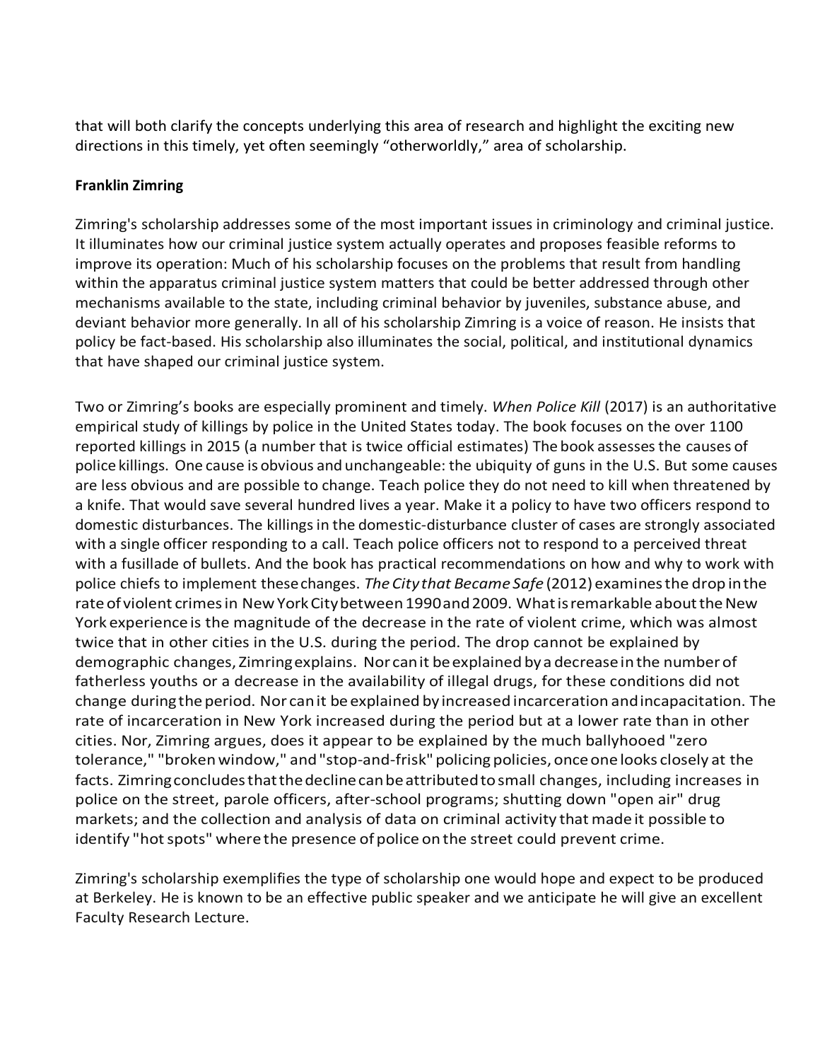that will both clarify the concepts underlying this area of research and highlight the exciting new directions in this timely, yet often seemingly "otherworldly," area of scholarship.

**Franklin Zimring**

Zimring's scholarship addresses some of the most important issues in criminology and criminal justice. It illuminates how our criminal justice system actually operates and proposes feasible reforms to improve its operation: Much of his scholarship focuses on the problems that result from handling within the apparatus criminal justice system matters that could be better addressed through other mechanisms available to the state, including criminal behavior by juveniles, substance abuse, and deviant behavior more generally. In all of his scholarship Zimring is a voice of reason. He insists that policy be fact-based. His scholarship also illuminates the social, political, and institutional dynamics that have shaped our criminal justice system.

Two or Zimring's books are especially prominent and timely. *When Police Kill* (2017) is an authoritative empirical study of killings by police in the United States today. The book focuses on the over 1100 reported killings in 2015 (a number that is twice official estimates) The book assesses the causes of police killings. One cause is obvious and unchangeable: the ubiquity of guns in the U.S. But some causes are less obvious and are possible to change. Teach police they do not need to kill when threatened by a knife. That would save several hundred lives a year. Make it a policy to have two officers respond to domestic disturbances. The killings in the domestic-disturbance cluster of cases are strongly associated with a single officer responding to a call. Teach police officers not to respond to a perceived threat with a fusillade of bullets. And the book has practical recommendations on how and why to work with police chiefs to implement these changes. *The City that Became Safe* (2012) examines the drop in the rate of violent crimes in New York City between 1990 and 2009. What is remarkable about the New York experience is the magnitude of the decrease in the rate of violent crime, which was almost twice that in other cities in the U.S. during the period. The drop cannot be explained by demographic changes, Zimring explains. Nor can it be explained by a decrease in the number of fatherless youths or a decrease in the availability of illegal drugs, for these conditions did not change during the period. Nor can it be explained by increased incarceration and incapacitation. The rate of incarceration in New York increased during the period but at a lower rate than in other cities. Nor, Zimring argues, does it appear to be explained by the much ballyhooed "zero tolerance," "broken window," and "stop-and-frisk" policing policies, once one looks closely at the facts. Zimring concludes that the decline can be attributed to small changes, including increases in police on the street, parole officers, after-school programs; shutting down "open air" drug markets; and the collection and analysis of data on criminal activity that made it possible to identify "hot spots" where the presence of police on the street could prevent crime.

Zimring's scholarship exemplifies the type of scholarship one would hope and expect to be produced at Berkeley. He is known to be an effective public speaker and we anticipate he will give an excellent Faculty Research Lecture.